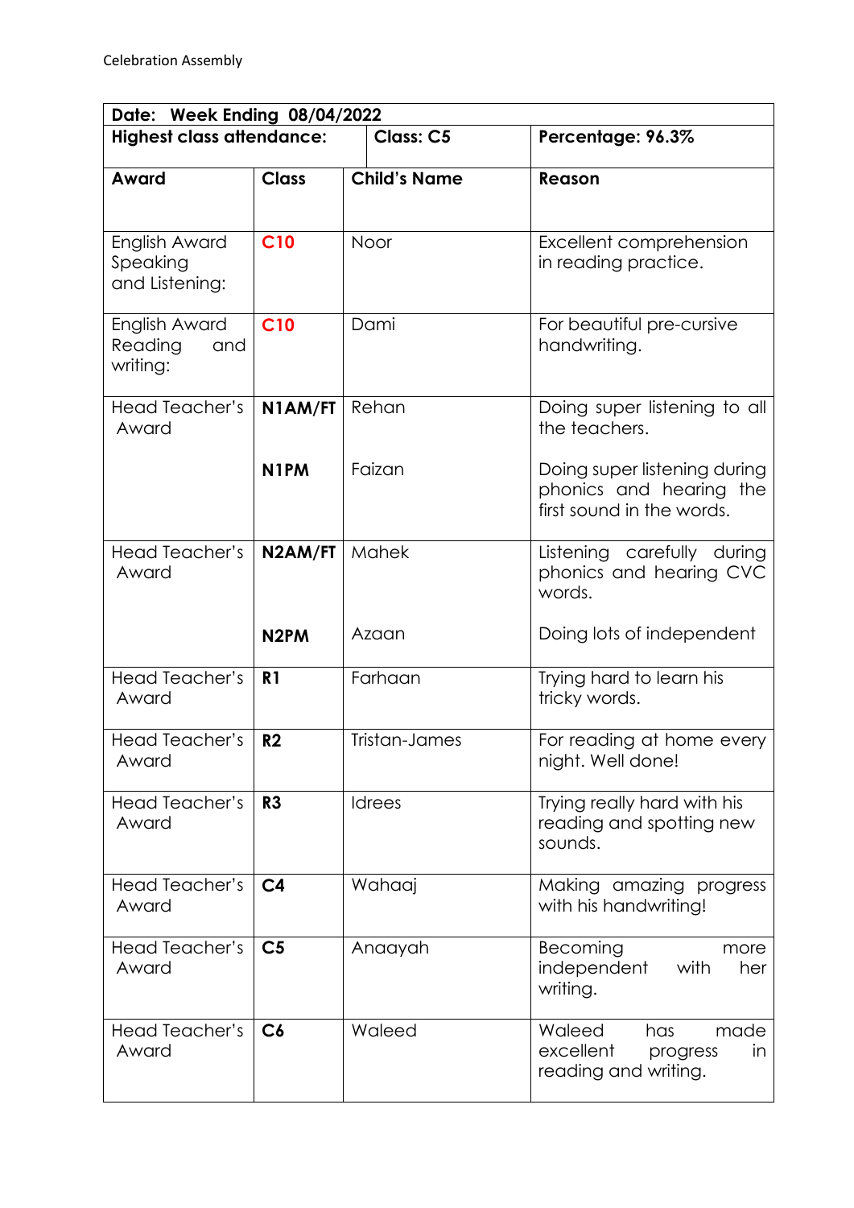Celebration Assembly

| Date: Week Ending 08/04/2022 | | | |
|---|---|---|---|
| **Highest class attendance:** | | **Class: C5** | **Percentage: 96.3%** |
| **Award** | **Class** | **Child's Name** | **Reason** |
| English Award Speaking and Listening: | **C10** | Noor | Excellent comprehension in reading practice. |
| English Award Reading and writing: | **C10** | Dami | For beautiful pre-cursive handwriting. |
| Head Teacher's Award | **N1AM/FT** | Rehan | Doing super listening to all the teachers. |
| | **N1PM** | Faizan | Doing super listening during phonics and hearing the first sound in the words. |
| Head Teacher's Award | **N2AM/FT** | Mahek | Listening carefully during phonics and hearing CVC words. |
| | **N2PM** | Azaan | Doing lots of independent |
| Head Teacher's Award | **R1** | Farhaan | Trying hard to learn his tricky words. |
| Head Teacher's Award | **R2** | Tristan-James | For reading at home every night. Well done! |
| Head Teacher's Award | **R3** | Idrees | Trying really hard with his reading and spotting new sounds. |
| Head Teacher's Award | **C4** | Wahaaj | Making amazing progress with his handwriting! |
| Head Teacher's Award | **C5** | Anaayah | Becoming more independent with her writing. |
| Head Teacher's Award | **C6** | Waleed | Waleed has made excellent progress in reading and writing. |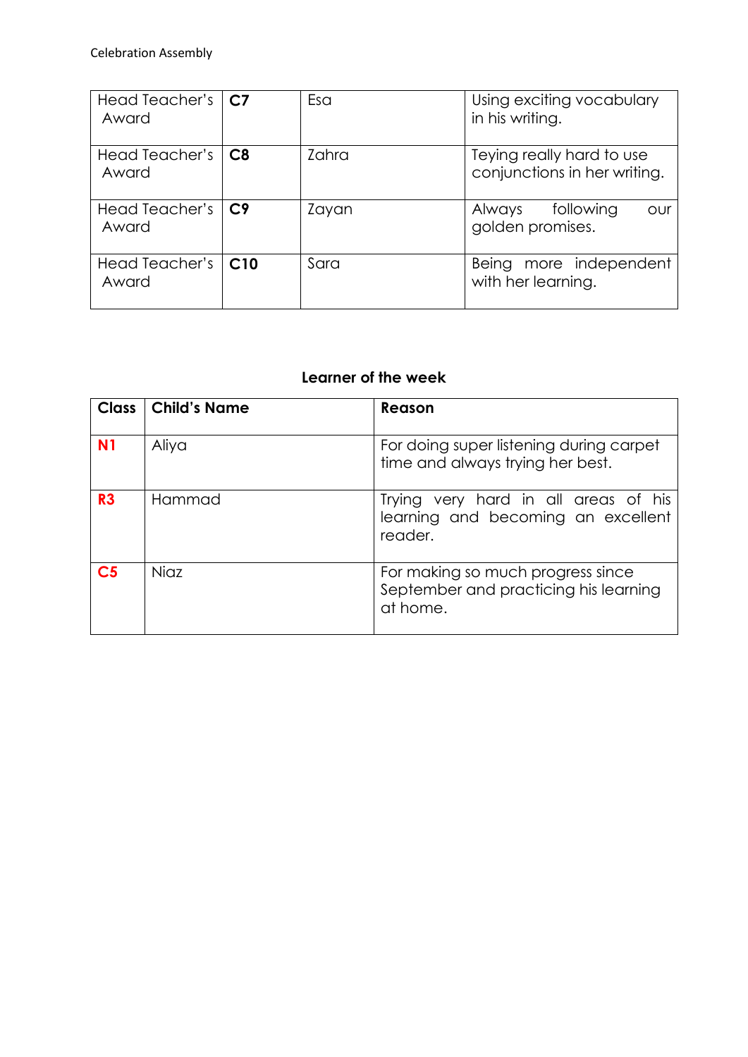| | | | |
|---|---|---|---|
| Head Teacher's Award | **C7** | Esa | Using exciting vocabulary in his writing. |
| Head Teacher's Award | **C8** | Zahra | Teying really hard to use conjunctions in her writing. |
| Head Teacher's Award | **C9** | Zayan | Always following our golden promises. |
| Head Teacher's Award | **C10** | Sara | Being more independent with her learning. |

**Learner of the week**

| **Class** | **Child's Name** | **Reason** |
|---|---|---|
| **N1** | Aliya | For doing super listening during carpet time and always trying her best. |
| **R3** | Hammad | Trying very hard in all areas of his learning and becoming an excellent reader. |
| **C5** | Niaz | For making so much progress since September and practicing his learning at home. |